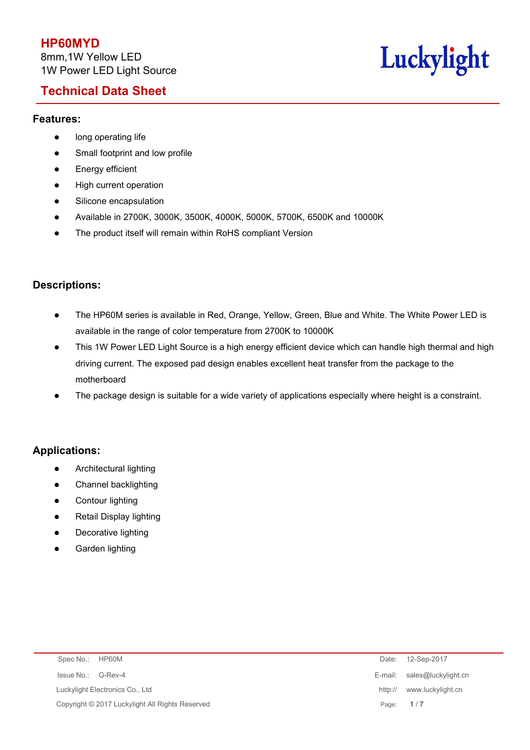# HP60MYD

8mm,1W Yellow LED
1W Power LED Light Source

Luckylight

## Technical Data Sheet

### Features:

- long operating life
- Small footprint and low profile
- Energy efficient
- High current operation
- Silicone encapsulation
- Available in 2700K, 3000K, 3500K, 4000K, 5000K, 5700K, 6500K and 10000K
- The product itself will remain within RoHS compliant Version

### Descriptions:

- The HP60M series is available in Red, Orange, Yellow, Green, Blue and White. The White Power LED is available in the range of color temperature from 2700K to 10000K
- This 1W Power LED Light Source is a high energy efficient device which can handle high thermal and high driving current. The exposed pad design enables excellent heat transfer from the package to the motherboard
- The package design is suitable for a wide variety of applications especially where height is a constraint.

### Applications:

- Architectural lighting
- Channel backlighting
- Contour lighting
- Retail Display lighting
- Decorative lighting
- Garden lighting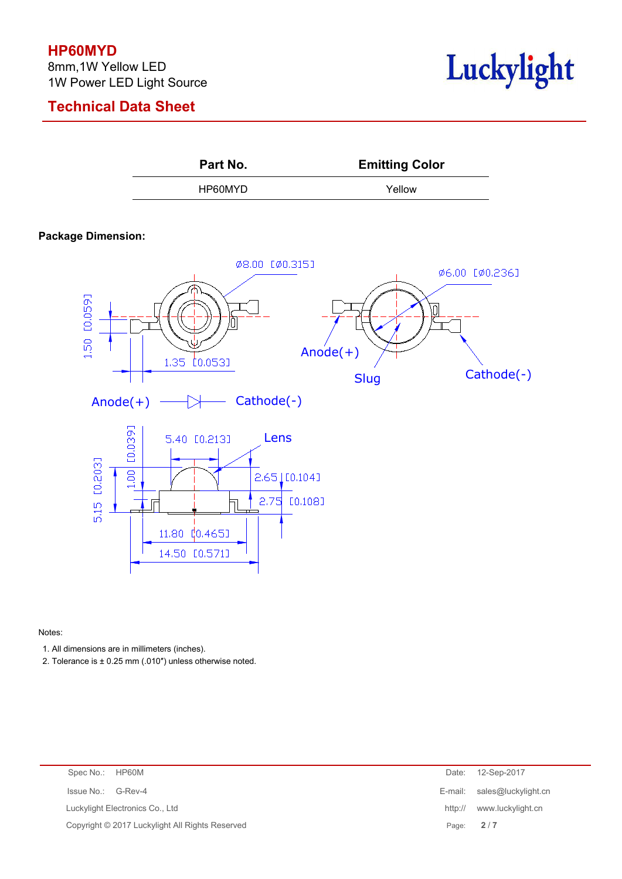**HP60MYD**
8mm,1W Yellow LED
1W Power LED Light Source

## Technical Data Sheet

| Part No. | Emitting Color |
|---|---|
| HP60MYD | Yellow |

**Package Dimension:**

Notes:

1. All dimensions are in millimeters (inches).
2. Tolerance is ± 0.25 mm (.010″) unless otherwise noted.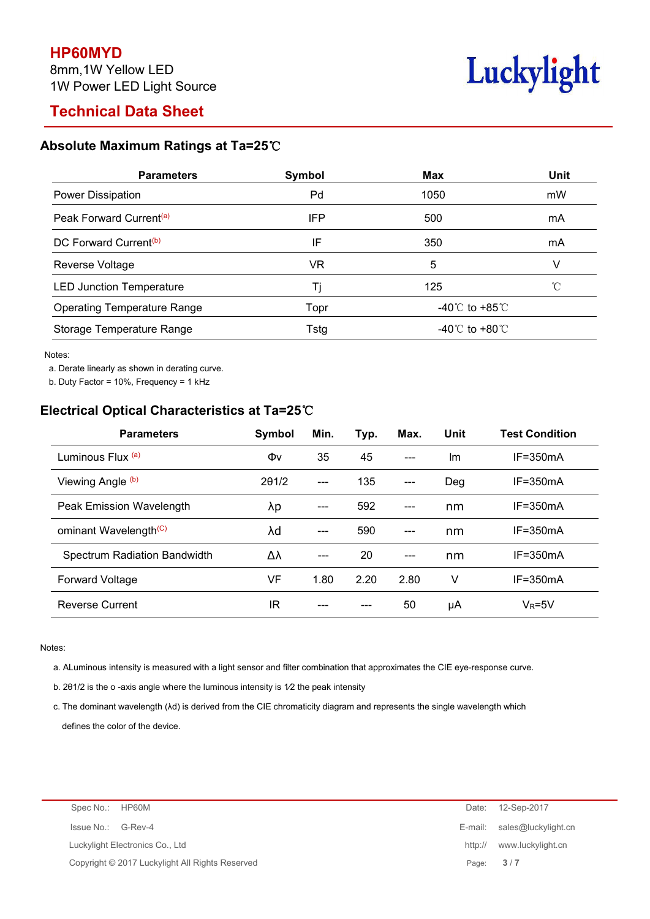# HP60MYD

8mm,1W Yellow LED

1W Power LED Light Source

## Technical Data Sheet

### Absolute Maximum Ratings at Ta=25℃

| Parameters | Symbol | Max | Unit |
|---|---|---|---|
| Power Dissipation | Pd | 1050 | mW |
| Peak Forward Current[a] | IFP | 500 | mA |
| DC Forward Current[b] | IF | 350 | mA |
| Reverse Voltage | VR | 5 | V |
| LED Junction Temperature | Tj | 125 | ℃ |
| Operating Temperature Range | Topr | -40℃ to +85℃ | |
| Storage Temperature Range | Tstg | -40℃ to +80℃ | |

Notes:

a. Derate linearly as shown in derating curve.

b. Duty Factor = 10%, Frequency = 1 kHz

### Electrical Optical Characteristics at Ta=25℃

| Parameters | Symbol | Min. | Typ. | Max. | Unit | Test Condition |
|---|---|---|---|---|---|---|
| Luminous Flux [a] | Φv | 35 | 45 | --- | lm | IF=350mA |
| Viewing Angle [b] | 2θ1/2 | --- | 135 | --- | Deg | IF=350mA |
| Peak Emission Wavelength | λp | --- | 592 | --- | nm | IF=350mA |
| ominant Wavelength[C] | λd | --- | 590 | --- | nm | IF=350mA |
| Spectrum Radiation Bandwidth | Δλ | --- | 20 | --- | nm | IF=350mA |
| Forward Voltage | VF | 1.80 | 2.20 | 2.80 | V | IF=350mA |
| Reverse Current | IR | --- | --- | 50 | μA | $V_R$=5V |

Notes:

a. ALuminous intensity is measured with a light sensor and filter combination that approximates the CIE eye-response curve.

b. 2θ1/2 is the o -axis angle where the luminous intensity is 1⁄2 the peak intensity

c. The dominant wavelength (λd) is derived from the CIE chromaticity diagram and represents the single wavelength which defines the color of the device.

Spec No.: HP60M

Issue No.: G-Rev-4

Luckylight Electronics Co., Ltd

Copyright © 2017 Luckylight All Rights Reserved

Date: 12-Sep-2017

E-mail: sales@luckylight.cn

http:// www.luckylight.cn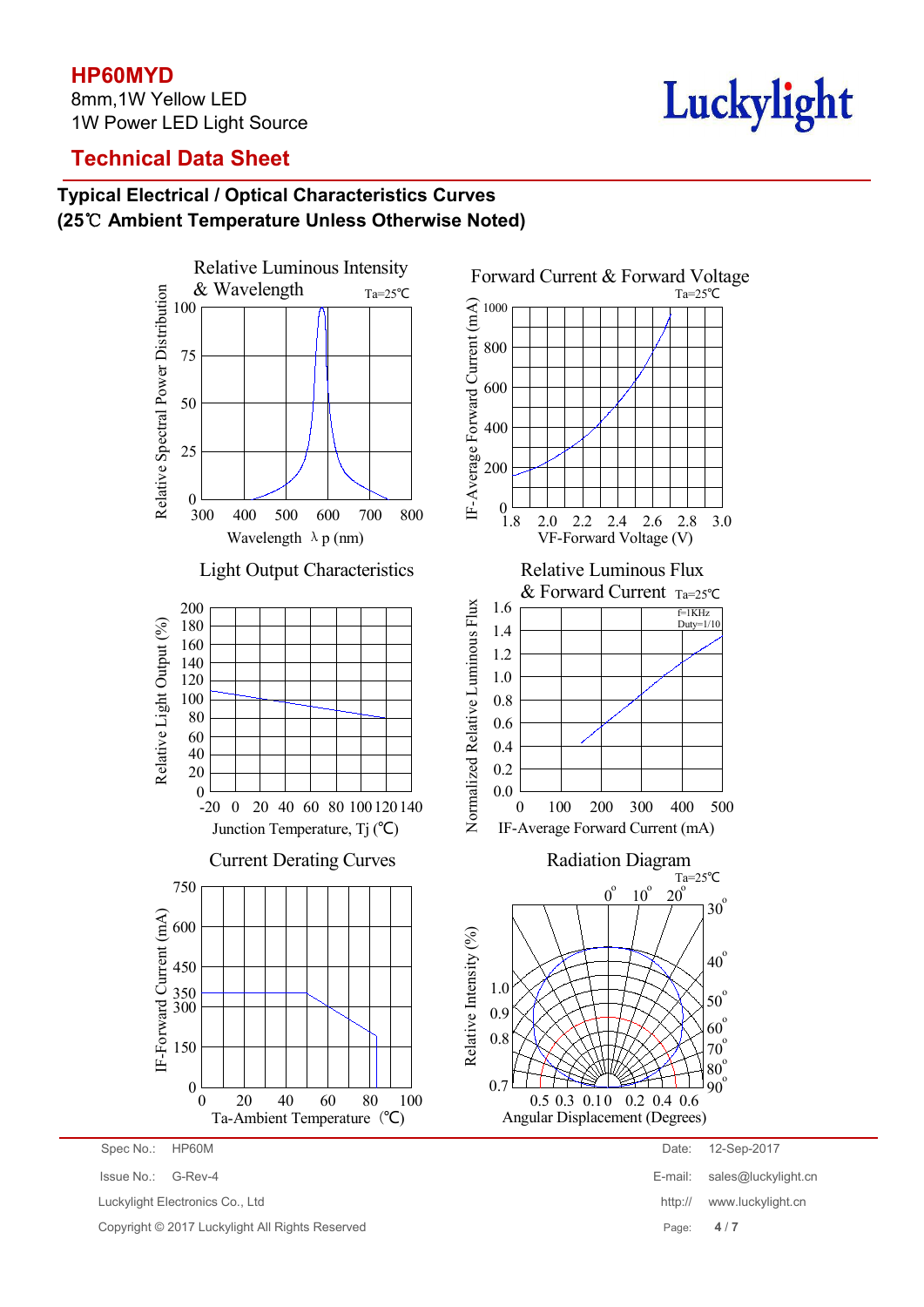# HP60MYD

8mm,1W Yellow LED
1W Power LED Light Source

## Technical Data Sheet

### Typical Electrical / Optical Characteristics Curves
### (25℃ Ambient Temperature Unless Otherwise Noted)

**Relative Luminous Intensity & Wavelength** (Ta=25℃)
Y-axis: Relative Spectral Power Distribution (0, 25, 50, 75, 100)
X-axis: Wavelength λp (nm) (300, 400, 500, 600, 700, 800)

**Forward Current & Forward Voltage** (Ta=25℃)
Y-axis: IF-Average Forward Current (mA) (0, 200, 400, 600, 800, 1000)
X-axis: VF-Forward Voltage (V) (1.8, 2.0, 2.2, 2.4, 2.6, 2.8, 3.0)

**Light Output Characteristics**
Y-axis: Relative Light Output (%) (0, 20, 40, 60, 80, 100, 120, 140, 160, 180, 200)
X-axis: Junction Temperature, Tj (℃) (-20, 0, 20, 40, 60, 80, 100, 120, 140)

**Relative Luminous Flux & Forward Current** (Ta=25℃, f=1KHz, Duty=1/10)
Y-axis: Normalized Relative Luminous Flux (0.0, 0.2, 0.4, 0.6, 0.8, 1.0, 1.2, 1.4, 1.6)
X-axis: IF-Average Forward Current (mA) (0, 100, 200, 300, 400, 500)

**Current Derating Curves**
Y-axis: IF-Forward Current (mA) (0, 150, 300, 350, 450, 600, 750)
X-axis: Ta-Ambient Temperature (℃) (0, 20, 40, 60, 80, 100)

**Radiation Diagram** (Ta=25℃)
Y-axis: Relative Intensity (%) (0.7, 0.8, 0.9, 1.0)
Angles: 0°, 10°, 20°, 30°, 40°, 50°, 60°, 70°, 80°, 90°
X-axis: Angular Displacement (Degrees) (0.5, 0.3, 0.1, 0, 0.2, 0.4, 0.6)

| Spec No.: | HP60M | Date: | 12-Sep-2017 |
|---|---|---|---|
| Issue No.: | G-Rev-4 | E-mail: | sales@luckylight.cn |
| Luckylight Electronics Co., Ltd | | http:// | www.luckylight.cn |
| Copyright © 2017 Luckylight All Rights Reserved | | | |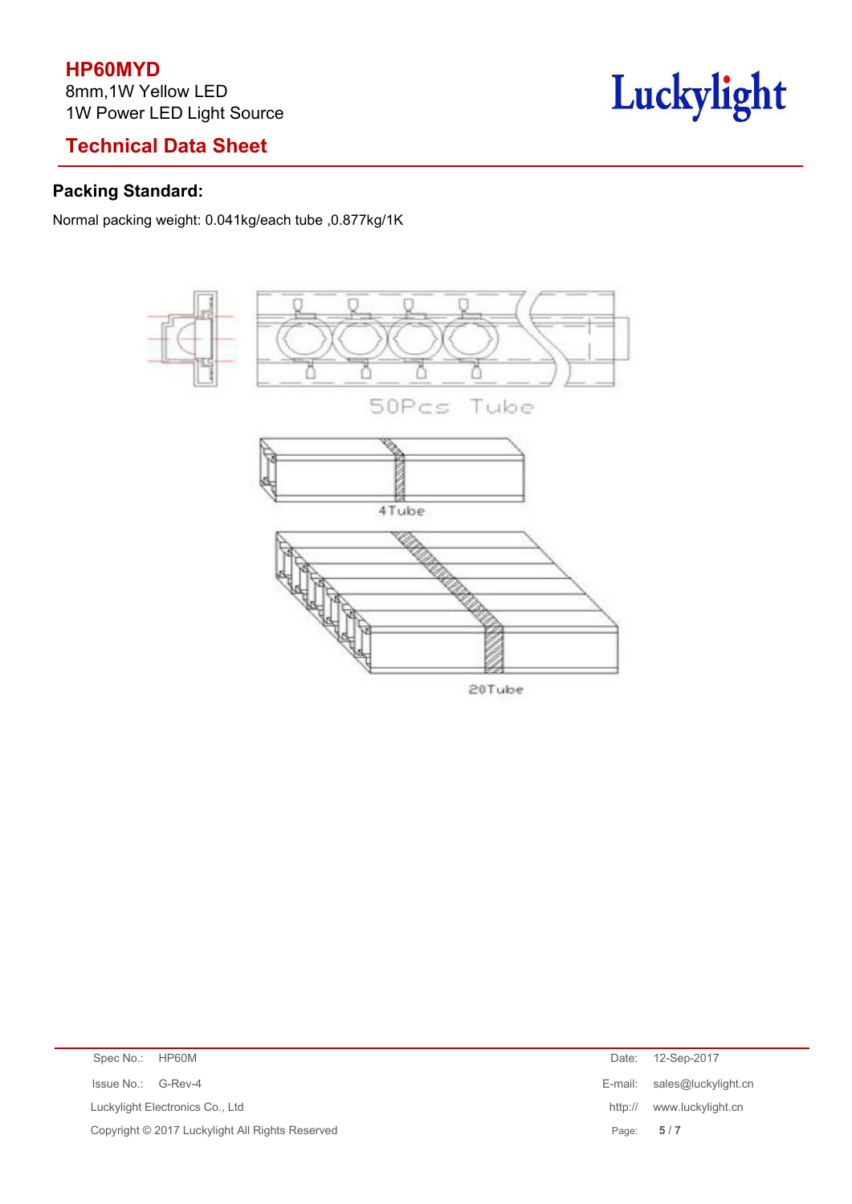# HP60MYD

8mm,1W Yellow LED
1W Power LED Light Source

## Technical Data Sheet

### Packing Standard:

Normal packing weight: 0.041kg/each tube ,0.877kg/1K

50Pcs Tube

4Tube

20Tube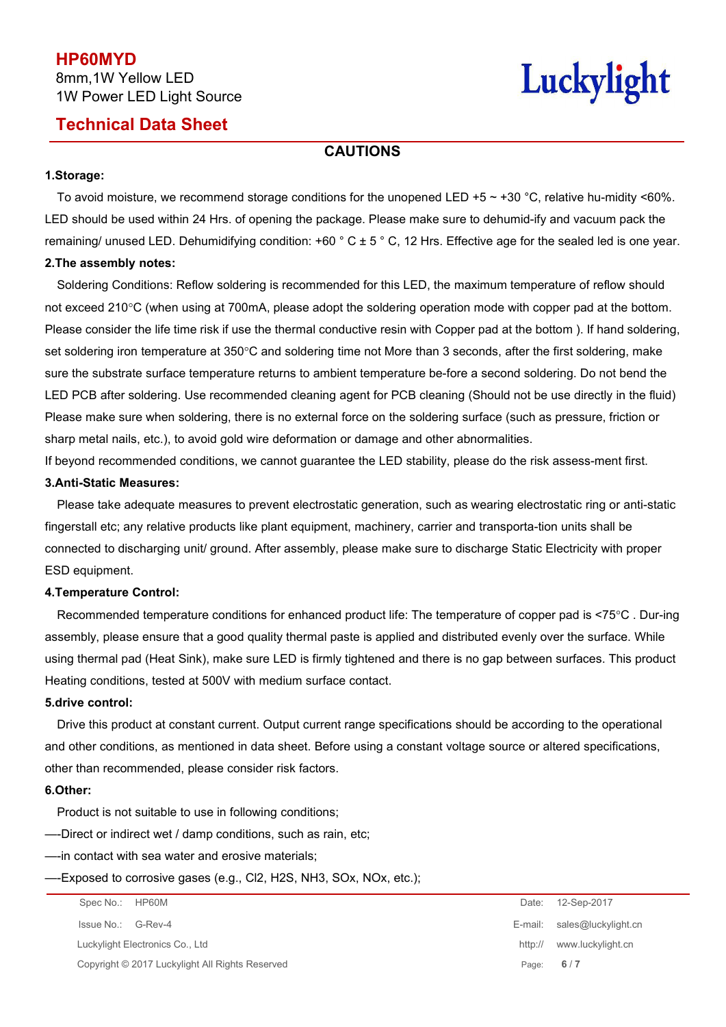## CAUTIONS

### 1.Storage:

To avoid moisture, we recommend storage conditions for the unopened LED +5 ~ +30 °C, relative hu-midity <60%. LED should be used within 24 Hrs. of opening the package. Please make sure to dehumid-ify and vacuum pack the remaining/ unused LED. Dehumidifying condition: +60 ° C ± 5 ° C, 12 Hrs. Effective age for the sealed led is one year.

### 2.The assembly notes:

Soldering Conditions: Reflow soldering is recommended for this LED, the maximum temperature of reflow should not exceed 210°C (when using at 700mA, please adopt the soldering operation mode with copper pad at the bottom. Please consider the life time risk if use the thermal conductive resin with Copper pad at the bottom ). If hand soldering, set soldering iron temperature at 350°C and soldering time not More than 3 seconds, after the first soldering, make sure the substrate surface temperature returns to ambient temperature be-fore a second soldering. Do not bend the LED PCB after soldering. Use recommended cleaning agent for PCB cleaning (Should not be use directly in the fluid) Please make sure when soldering, there is no external force on the soldering surface (such as pressure, friction or sharp metal nails, etc.), to avoid gold wire deformation or damage and other abnormalities.

If beyond recommended conditions, we cannot guarantee the LED stability, please do the risk assess-ment first.

### 3.Anti-Static Measures:

Please take adequate measures to prevent electrostatic generation, such as wearing electrostatic ring or anti-static fingerstall etc; any relative products like plant equipment, machinery, carrier and transporta-tion units shall be connected to discharging unit/ ground. After assembly, please make sure to discharge Static Electricity with proper ESD equipment.

### 4.Temperature Control:

Recommended temperature conditions for enhanced product life: The temperature of copper pad is <75°C . Dur-ing assembly, please ensure that a good quality thermal paste is applied and distributed evenly over the surface. While using thermal pad (Heat Sink), make sure LED is firmly tightened and there is no gap between surfaces. This product Heating conditions, tested at 500V with medium surface contact.

### 5.drive control:

Drive this product at constant current. Output current range specifications should be according to the operational and other conditions, as mentioned in data sheet. Before using a constant voltage source or altered specifications, other than recommended, please consider risk factors.

### 6.Other:

Product is not suitable to use in following conditions;

—-Direct or indirect wet / damp conditions, such as rain, etc;

—-in contact with sea water and erosive materials;

—-Exposed to corrosive gases (e.g., $Cl_2$, $H_2S$, $NH_3$, $SO_x$, $NO_x$, etc.);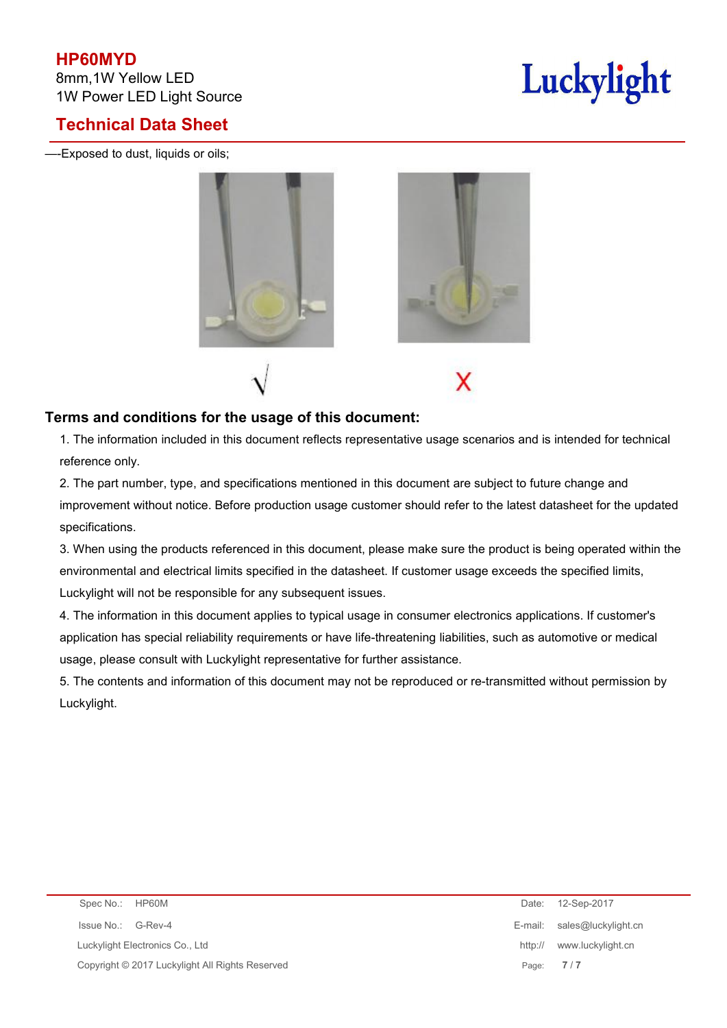—-Exposed to dust, liquids or oils;

√

X

## Terms and conditions for the usage of this document:

1. The information included in this document reflects representative usage scenarios and is intended for technical reference only.

2. The part number, type, and specifications mentioned in this document are subject to future change and improvement without notice. Before production usage customer should refer to the latest datasheet for the updated specifications.

3. When using the products referenced in this document, please make sure the product is being operated within the environmental and electrical limits specified in the datasheet. If customer usage exceeds the specified limits, Luckylight will not be responsible for any subsequent issues.

4. The information in this document applies to typical usage in consumer electronics applications. If customer's application has special reliability requirements or have life-threatening liabilities, such as automotive or medical usage, please consult with Luckylight representative for further assistance.

5. The contents and information of this document may not be reproduced or re-transmitted without permission by Luckylight.